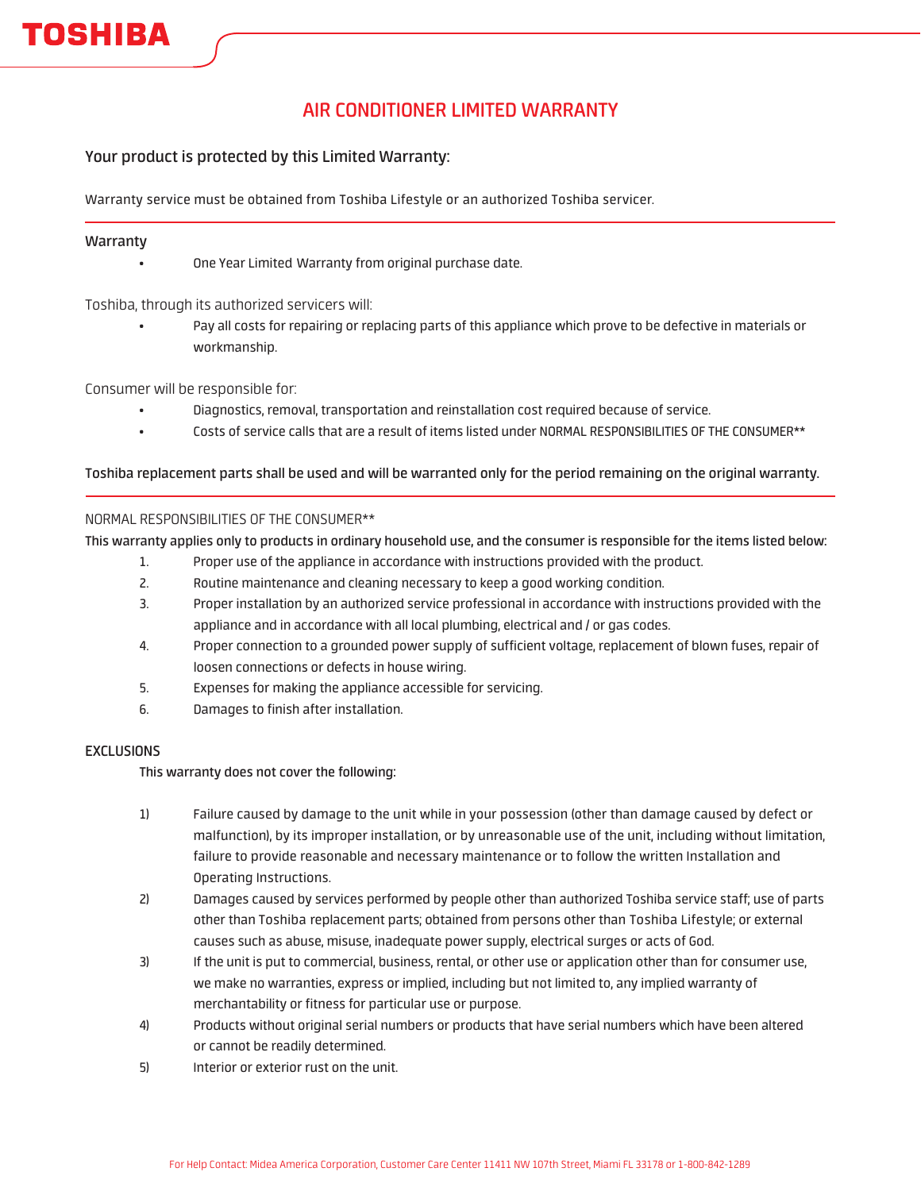TOSHIBA

# AIR CONDITIONER LIMITED WARRANTY

## Your product is protected by this Limited Warranty:

Warranty service must be obtained from Toshiba Lifestyle or an authorized Toshiba servicer.

### Warranty

- One Year Limited Warranty from original purchase date.

Toshiba, through its authorized servicers will:

- Pay all costs for repairing or replacing parts of this appliance which prove to be defective in materials or workmanship.

Consumer will be responsible for:

- Diagnostics, removal, transportation and reinstallation cost required because of service.
- Costs of service calls that are a result of items listed under NORMAL RESPONSIBILITIES OF THE CONSUMER**

**Toshiba replacement parts shall be used and will be warranted only for the period remaining on the original warranty.**

NORMAL RESPONSIBILITIES OF THE CONSUMER**

**This warranty applies only to products in ordinary household use, and the consumer is responsible for the items listed below:**

1. Proper use of the appliance in accordance with instructions provided with the product.
2. Routine maintenance and cleaning necessary to keep a good working condition.
3. Proper installation by an authorized service professional in accordance with instructions provided with the appliance and in accordance with all local plumbing, electrical and / or gas codes.
4. Proper connection to a grounded power supply of sufficient voltage, replacement of blown fuses, repair of loosen connections or defects in house wiring.
5. Expenses for making the appliance accessible for servicing.
6. Damages to finish after installation.

### EXCLUSIONS

This warranty does not cover the following:

1) Failure caused by damage to the unit while in your possession (other than damage caused by defect or malfunction), by its improper installation, or by unreasonable use of the unit, including without limitation, failure to provide reasonable and necessary maintenance or to follow the written Installation and Operating Instructions.
2) Damages caused by services performed by people other than authorized Toshiba service staff; use of parts other than Toshiba replacement parts; obtained from persons other than Toshiba Lifestyle; or external causes such as abuse, misuse, inadequate power supply, electrical surges or acts of God.
3) If the unit is put to commercial, business, rental, or other use or application other than for consumer use, we make no warranties, express or implied, including but not limited to, any implied warranty of merchantability or fitness for particular use or purpose.
4) Products without original serial numbers or products that have serial numbers which have been altered or cannot be readily determined.
5) Interior or exterior rust on the unit.

For Help Contact: Midea America Corporation, Customer Care Center 11411 NW 107th Street, Miami FL 33178 or 1-800-842-1289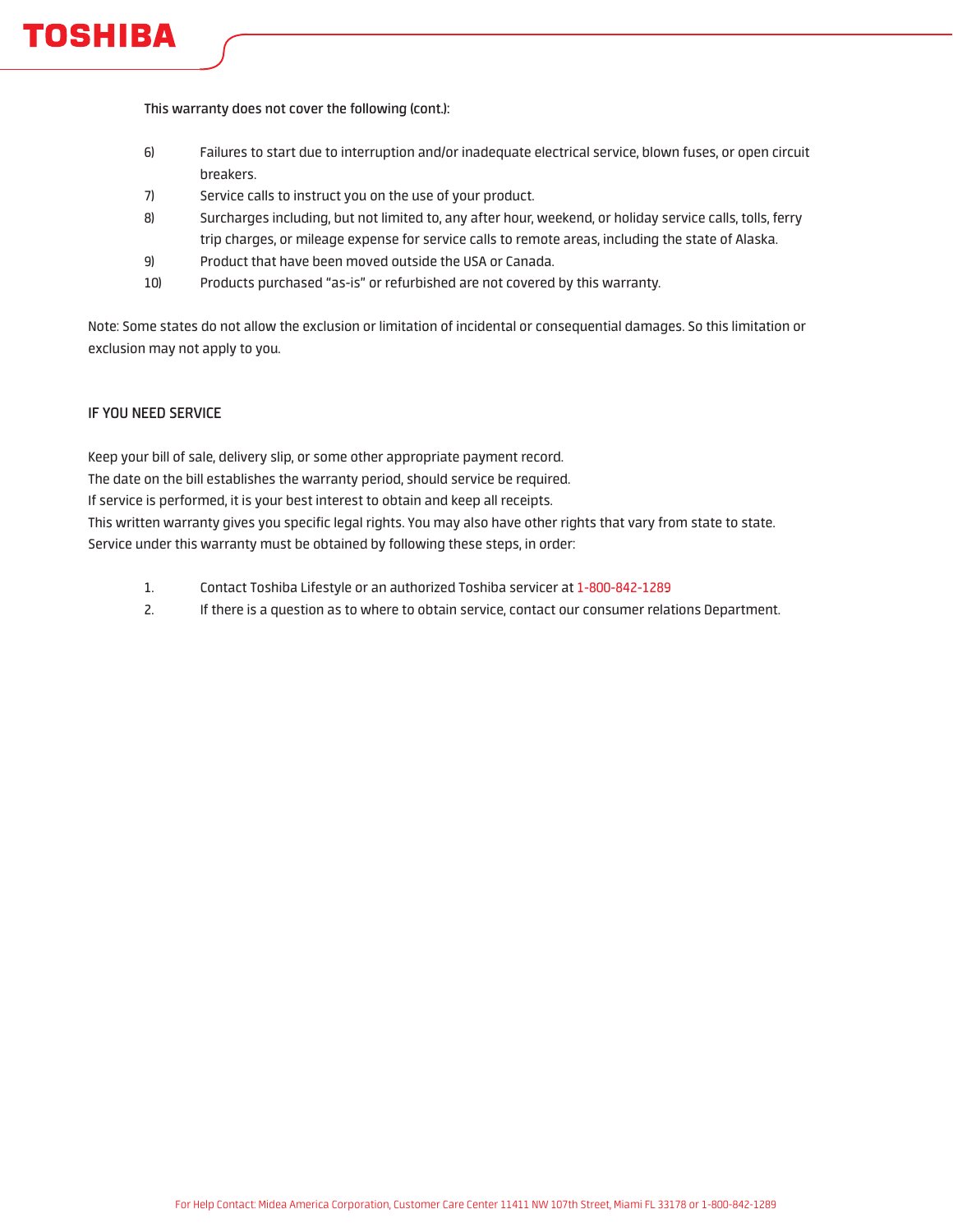This warranty does not cover the following (cont.):

6) Failures to start due to interruption and/or inadequate electrical service, blown fuses, or open circuit breakers.
7) Service calls to instruct you on the use of your product.
8) Surcharges including, but not limited to, any after hour, weekend, or holiday service calls, tolls, ferry trip charges, or mileage expense for service calls to remote areas, including the state of Alaska.
9) Product that have been moved outside the USA or Canada.
10) Products purchased "as-is" or refurbished are not covered by this warranty.

Note: Some states do not allow the exclusion or limitation of incidental or consequential damages. So this limitation or exclusion may not apply to you.

## IF YOU NEED SERVICE

Keep your bill of sale, delivery slip, or some other appropriate payment record.
The date on the bill establishes the warranty period, should service be required.
If service is performed, it is your best interest to obtain and keep all receipts.
This written warranty gives you specific legal rights. You may also have other rights that vary from state to state.
Service under this warranty must be obtained by following these steps, in order:

1. Contact Toshiba Lifestyle or an authorized Toshiba servicer at 1-800-842-1289
2. If there is a question as to where to obtain service, contact our consumer relations Department.

For Help Contact: Midea America Corporation, Customer Care Center 11411 NW 107th Street, Miami FL 33178 or 1-800-842-1289